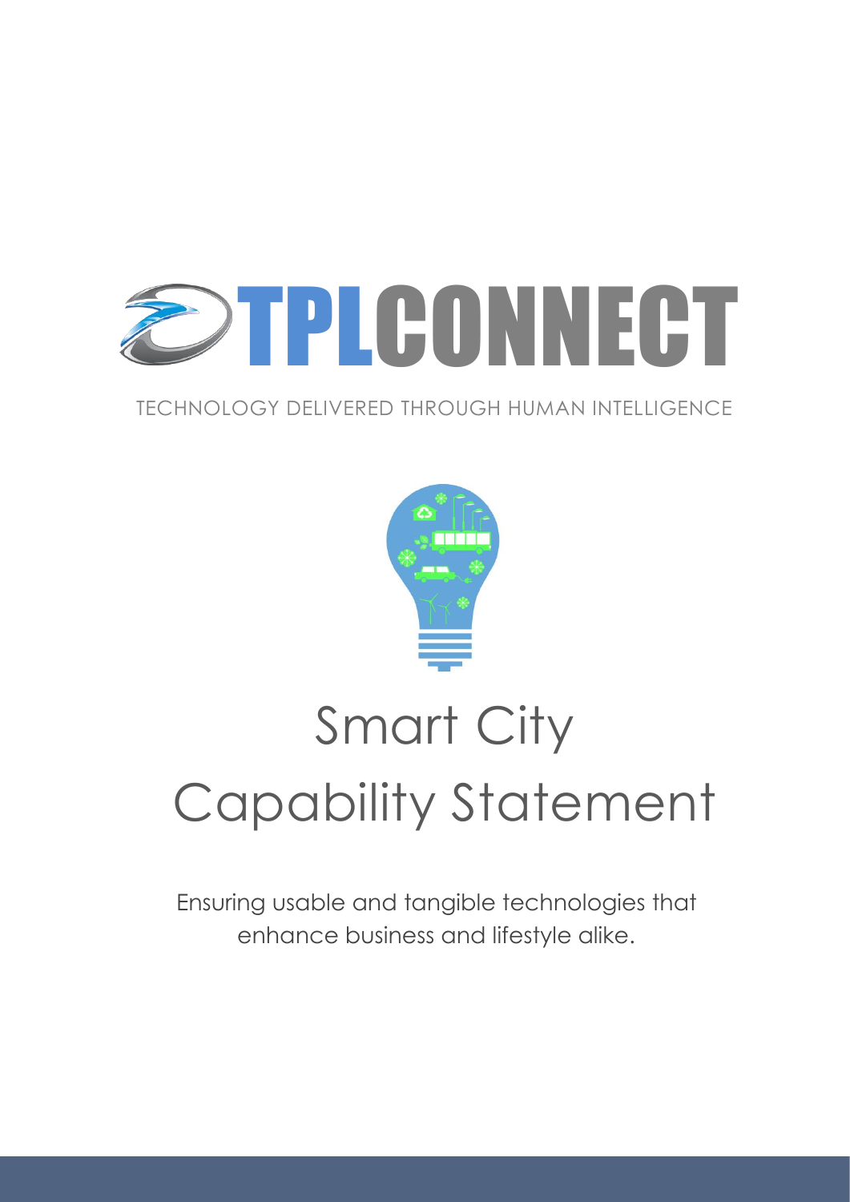# TPLCONNECT

TECHNOLOGY DELIVERED THROUGH HUMAN INTELLIGENCE

# Smart City Capability Statement

Ensuring usable and tangible technologies that enhance business and lifestyle alike.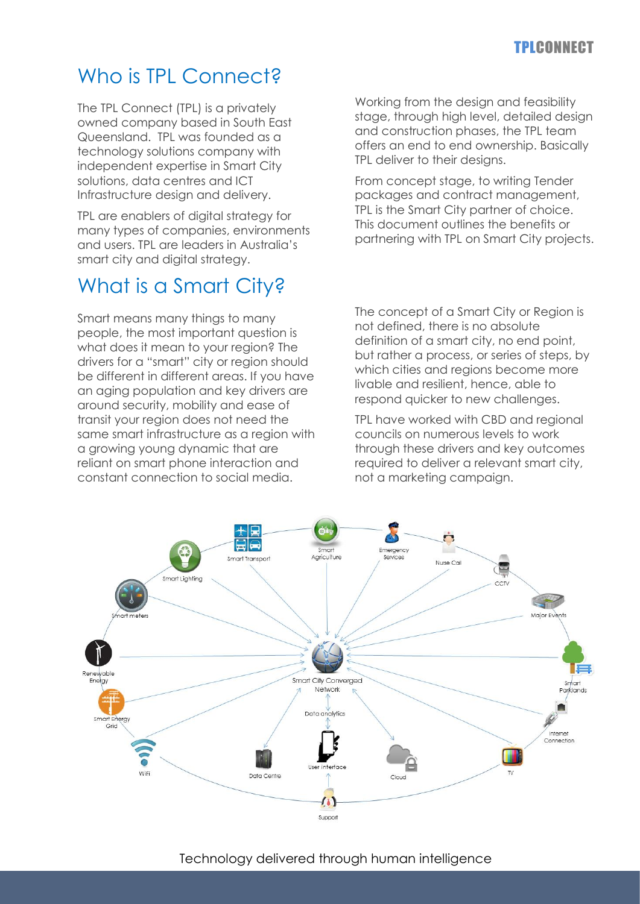# Who is TPL Connect?

The TPL Connect (TPL) is a privately owned company based in South East Queensland. TPL was founded as a technology solutions company with independent expertise in Smart City solutions, data centres and ICT Infrastructure design and delivery.

TPL are enablers of digital strategy for many types of companies, environments and users. TPL are leaders in Australia's smart city and digital strategy.

Working from the design and feasibility stage, through high level, detailed design and construction phases, the TPL team offers an end to end ownership. Basically TPL deliver to their designs.

From concept stage, to writing Tender packages and contract management, TPL is the Smart City partner of choice. This document outlines the benefits or partnering with TPL on Smart City projects.

# What is a Smart City?

Smart means many things to many people, the most important question is what does it mean to your region? The drivers for a "smart" city or region should be different in different areas. If you have an aging population and key drivers are around security, mobility and ease of transit your region does not need the same smart infrastructure as a region with a growing young dynamic that are reliant on smart phone interaction and constant connection to social media.

The concept of a Smart City or Region is not defined, there is no absolute definition of a smart city, no end point, but rather a process, or series of steps, by which cities and regions become more livable and resilient, hence, able to respond quicker to new challenges.

TPL have worked with CBD and regional councils on numerous levels to work through these drivers and key outcomes required to deliver a relevant smart city, not a marketing campaign.

Smart Transport, Smart Agriculture, Emergency Services, Nurse Call, CCTV, Major Events, Smart Parklands, Internet Connection, TV, Cloud, User Interface, Support, Data Centre, WiFi, Smart Energy Grid, Renewable Energy, Smart meters, Smart Lighting, Smart City Converged Network, Data analytics

Technology delivered through human intelligence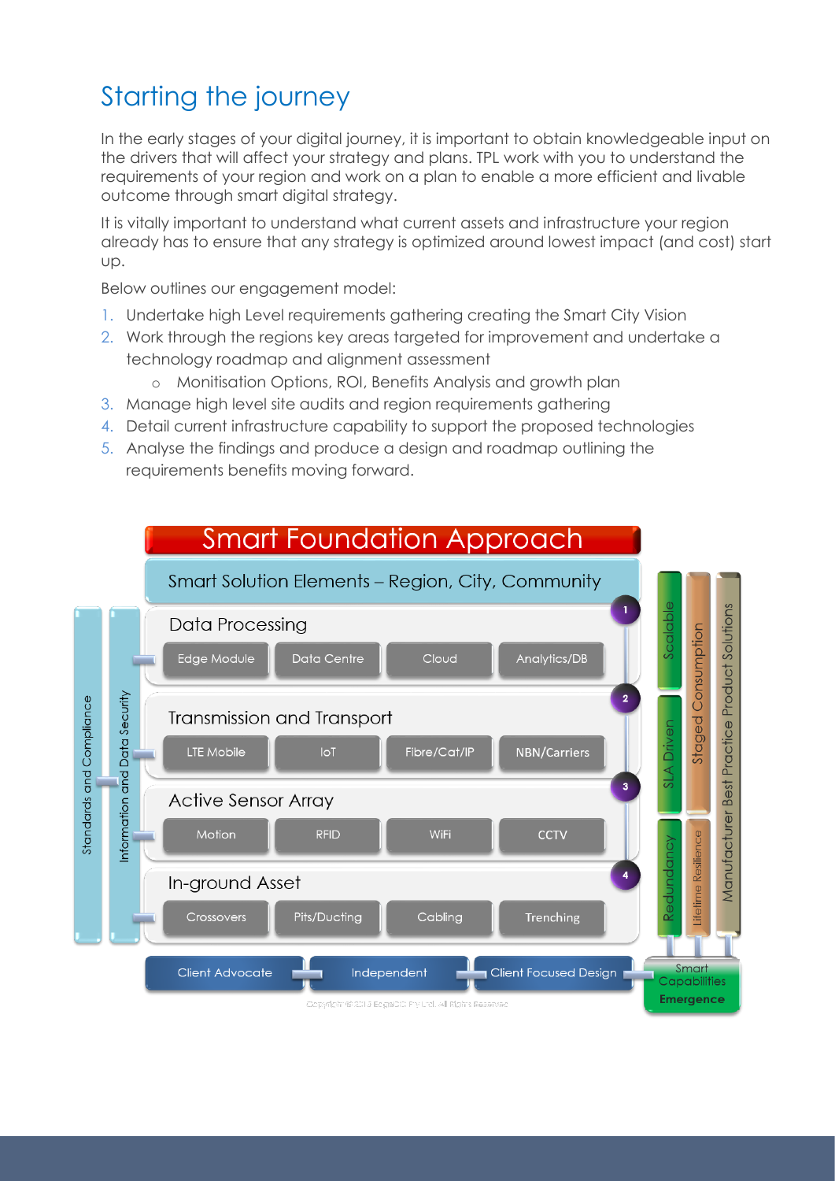# Starting the journey

In the early stages of your digital journey, it is important to obtain knowledgeable input on the drivers that will affect your strategy and plans. TPL work with you to understand the requirements of your region and work on a plan to enable a more efficient and livable outcome through smart digital strategy.

It is vitally important to understand what current assets and infrastructure your region already has to ensure that any strategy is optimized around lowest impact (and cost) start up.

Below outlines our engagement model:

1. Undertake high Level requirements gathering creating the Smart City Vision
2. Work through the regions key areas targeted for improvement and undertake a technology roadmap and alignment assessment
   - Monitisation Options, ROI, Benefits Analysis and growth plan
3. Manage high level site audits and region requirements gathering
4. Detail current infrastructure capability to support the proposed technologies
5. Analyse the findings and produce a design and roadmap outlining the requirements benefits moving forward.

**Smart Foundation Approach**

Smart Solution Elements – Region, City, Community

1. Data Processing: Edge Module | Data Centre | Cloud | Analytics/DB
2. Transmission and Transport: LTE Mobile | IoT | Fibre/Cat/IP | NBN/Carriers
3. Active Sensor Array: Motion | RFID | WiFi | CCTV
4. In-ground Asset: Crossovers | Pits/Ducting | Cabling | Trenching

Standards and Compliance | Information and Data Security

Scalable | SLA Driven | Redundancy | Staged Consumption | Lifetime Resilience | Manufacturer Best Practice Product Solutions

Client Advocate | Independent | Client Focused Design | Smart Capabilities Emergence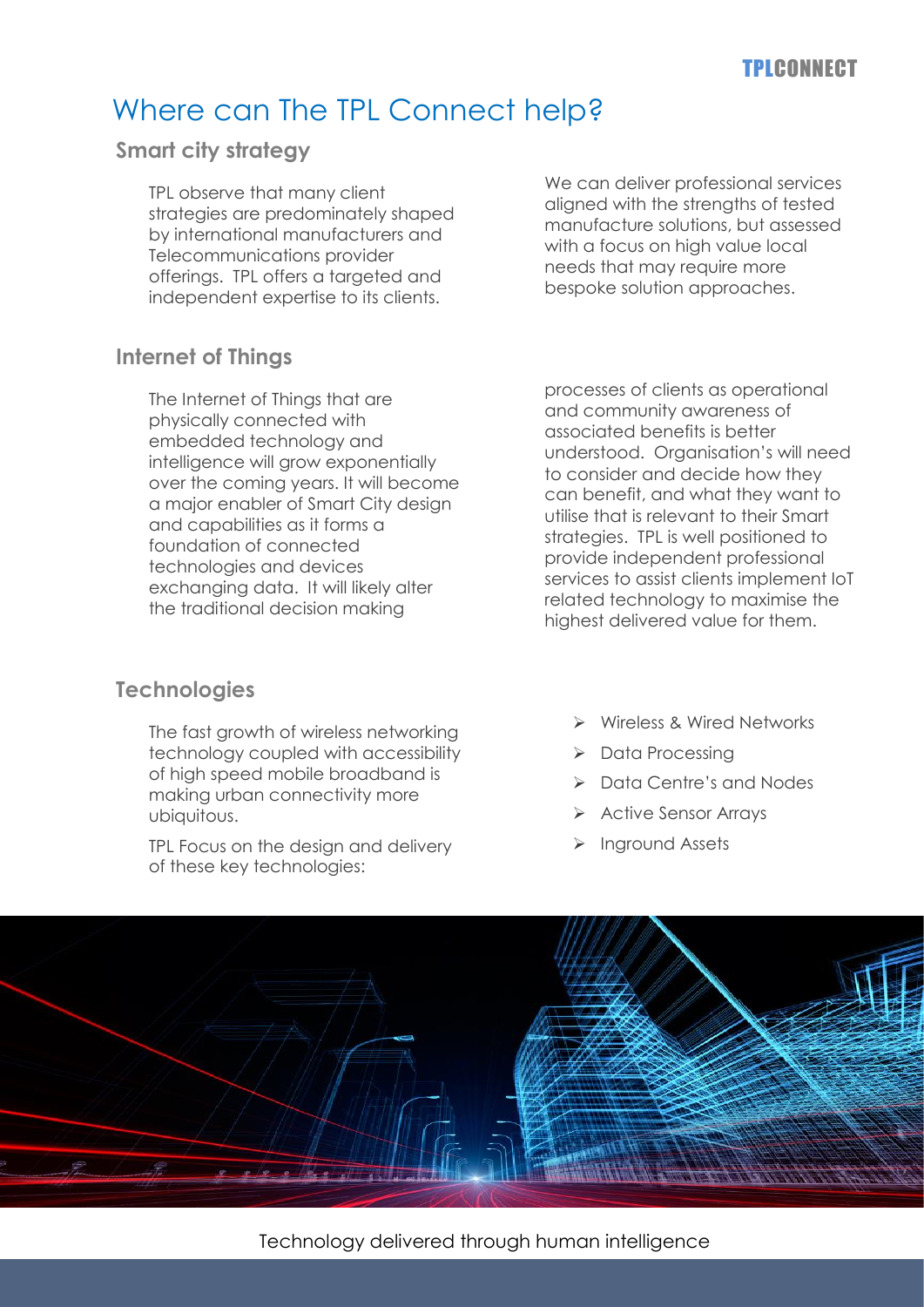# Where can The TPL Connect help?

## Smart city strategy

TPL observe that many client strategies are predominately shaped by international manufacturers and Telecommunications provider offerings. TPL offers a targeted and independent expertise to its clients.

We can deliver professional services aligned with the strengths of tested manufacture solutions, but assessed with a focus on high value local needs that may require more bespoke solution approaches.

## Internet of Things

The Internet of Things that are physically connected with embedded technology and intelligence will grow exponentially over the coming years. It will become a major enabler of Smart City design and capabilities as it forms a foundation of connected technologies and devices exchanging data. It will likely alter the traditional decision making processes of clients as operational and community awareness of associated benefits is better understood. Organisation's will need to consider and decide how they can benefit, and what they want to utilise that is relevant to their Smart strategies. TPL is well positioned to provide independent professional services to assist clients implement IoT related technology to maximise the highest delivered value for them.

## Technologies

The fast growth of wireless networking technology coupled with accessibility of high speed mobile broadband is making urban connectivity more ubiquitous.

TPL Focus on the design and delivery of these key technologies:

- Wireless & Wired Networks
- Data Processing
- Data Centre's and Nodes
- Active Sensor Arrays
- Inground Assets

Technology delivered through human intelligence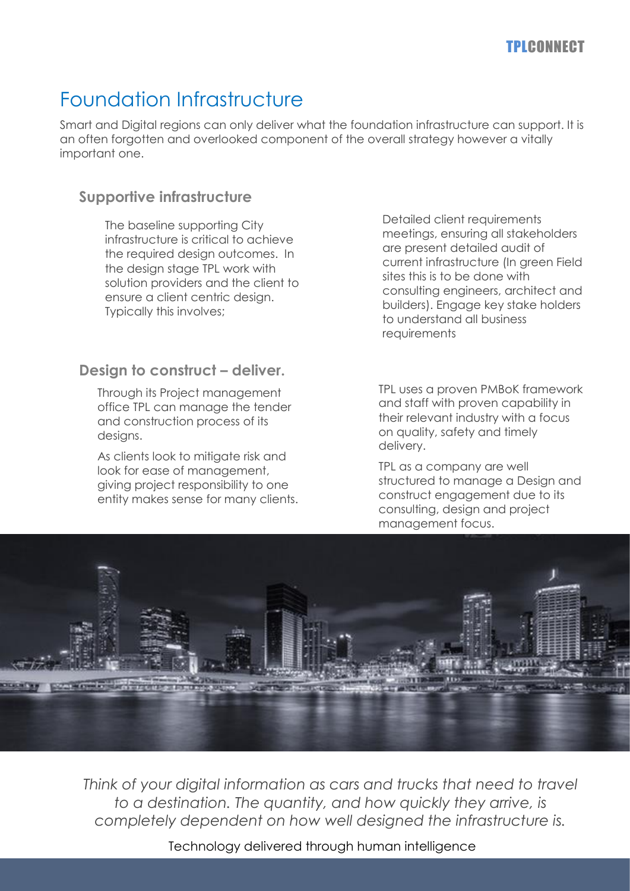# Foundation Infrastructure

Smart and Digital regions can only deliver what the foundation infrastructure can support. It is an often forgotten and overlooked component of the overall strategy however a vitally important one.

## Supportive infrastructure

The baseline supporting City infrastructure is critical to achieve the required design outcomes. In the design stage TPL work with solution providers and the client to ensure a client centric design. Typically this involves;

Detailed client requirements meetings, ensuring all stakeholders are present detailed audit of current infrastructure (In green Field sites this is to be done with consulting engineers, architect and builders). Engage key stake holders to understand all business requirements

## Design to construct – deliver.

Through its Project management office TPL can manage the tender and construction process of its designs.

As clients look to mitigate risk and look for ease of management, giving project responsibility to one entity makes sense for many clients.

TPL uses a proven PMBoK framework and staff with proven capability in their relevant industry with a focus on quality, safety and timely delivery.

TPL as a company are well structured to manage a Design and construct engagement due to its consulting, design and project management focus.

*Think of your digital information as cars and trucks that need to travel to a destination. The quantity, and how quickly they arrive, is completely dependent on how well designed the infrastructure is.*

Technology delivered through human intelligence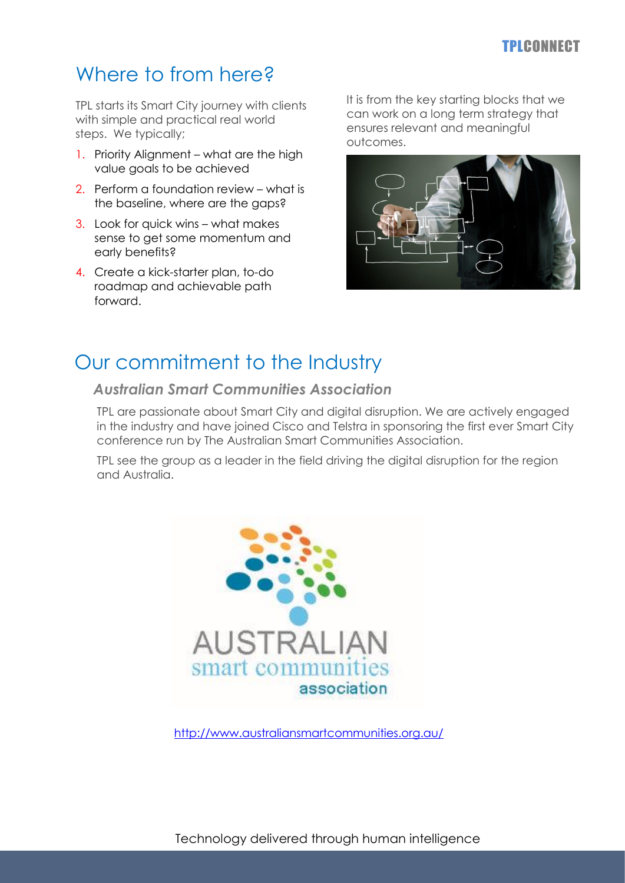# Where to from here?

TPL starts its Smart City journey with clients with simple and practical real world steps. We typically;

1. Priority Alignment – what are the high value goals to be achieved
2. Perform a foundation review – what is the baseline, where are the gaps?
3. Look for quick wins – what makes sense to get some momentum and early benefits?
4. Create a kick-starter plan, to-do roadmap and achievable path forward.

It is from the key starting blocks that we can work on a long term strategy that ensures relevant and meaningful outcomes.

# Our commitment to the Industry

### *Australian Smart Communities Association*

TPL are passionate about Smart City and digital disruption. We are actively engaged in the industry and have joined Cisco and Telstra in sponsoring the first ever Smart City conference run by The Australian Smart Communities Association.

TPL see the group as a leader in the field driving the digital disruption for the region and Australia.

http://www.australiansmartcommunities.org.au/

Technology delivered through human intelligence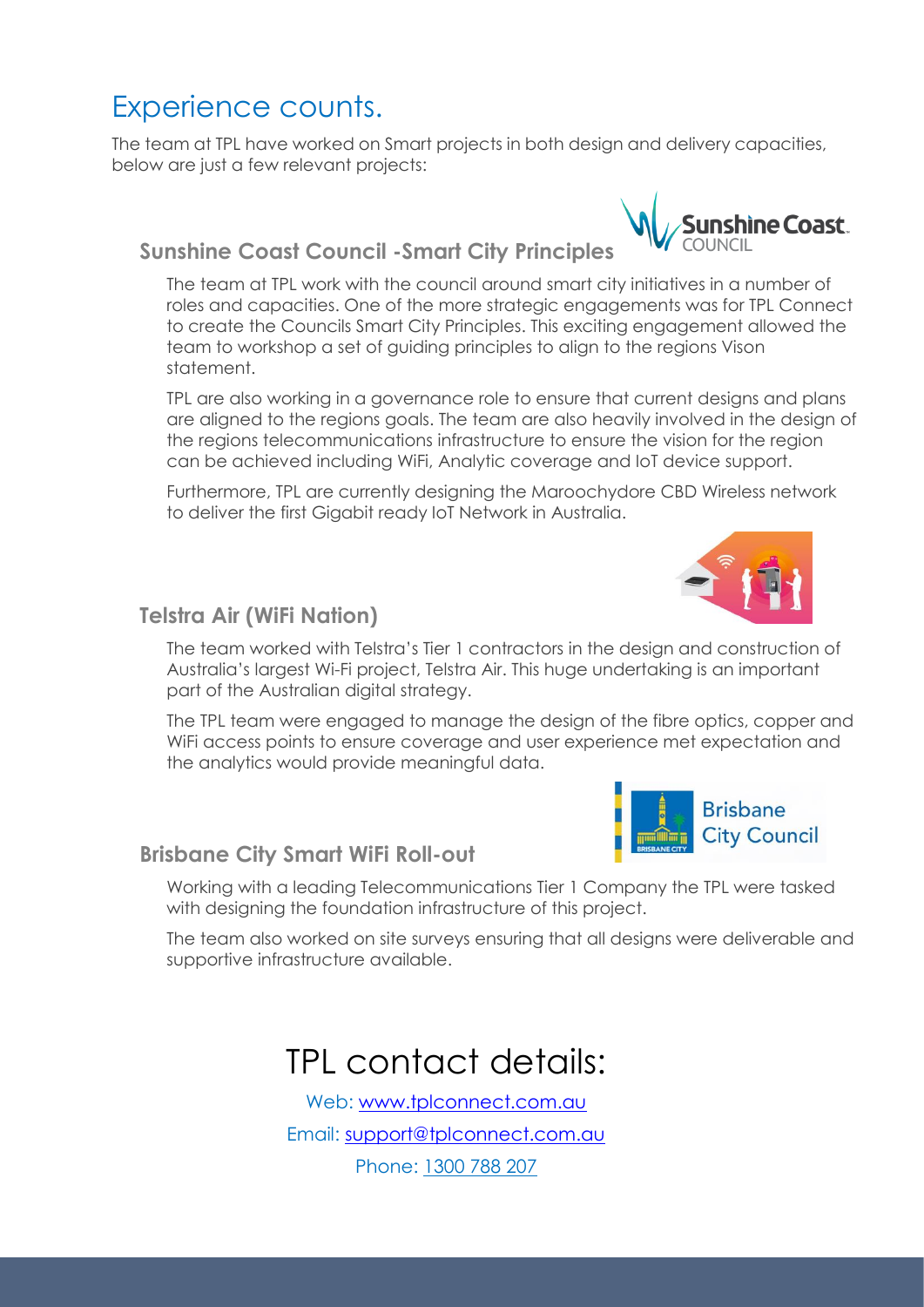# Experience counts.

The team at TPL have worked on Smart projects in both design and delivery capacities, below are just a few relevant projects:

### Sunshine Coast Council -Smart City Principles

The team at TPL work with the council around smart city initiatives in a number of roles and capacities. One of the more strategic engagements was for TPL Connect to create the Councils Smart City Principles. This exciting engagement allowed the team to workshop a set of guiding principles to align to the regions Vison statement.

TPL are also working in a governance role to ensure that current designs and plans are aligned to the regions goals. The team are also heavily involved in the design of the regions telecommunications infrastructure to ensure the vision for the region can be achieved including WiFi, Analytic coverage and IoT device support.

Furthermore, TPL are currently designing the Maroochydore CBD Wireless network to deliver the first Gigabit ready IoT Network in Australia.

### Telstra Air (WiFi Nation)

The team worked with Telstra's Tier 1 contractors in the design and construction of Australia's largest Wi-Fi project, Telstra Air. This huge undertaking is an important part of the Australian digital strategy.

The TPL team were engaged to manage the design of the fibre optics, copper and WiFi access points to ensure coverage and user experience met expectation and the analytics would provide meaningful data.

### Brisbane City Smart WiFi Roll-out

Working with a leading Telecommunications Tier 1 Company the TPL were tasked with designing the foundation infrastructure of this project.

The team also worked on site surveys ensuring that all designs were deliverable and supportive infrastructure available.

# TPL contact details:

Web: [www.tplconnect.com.au](http://www.tplconnect.com.au)

Email: [support@tplconnect.com.au](mailto:support@tplconnect.com.au)

Phone: 1300 788 207